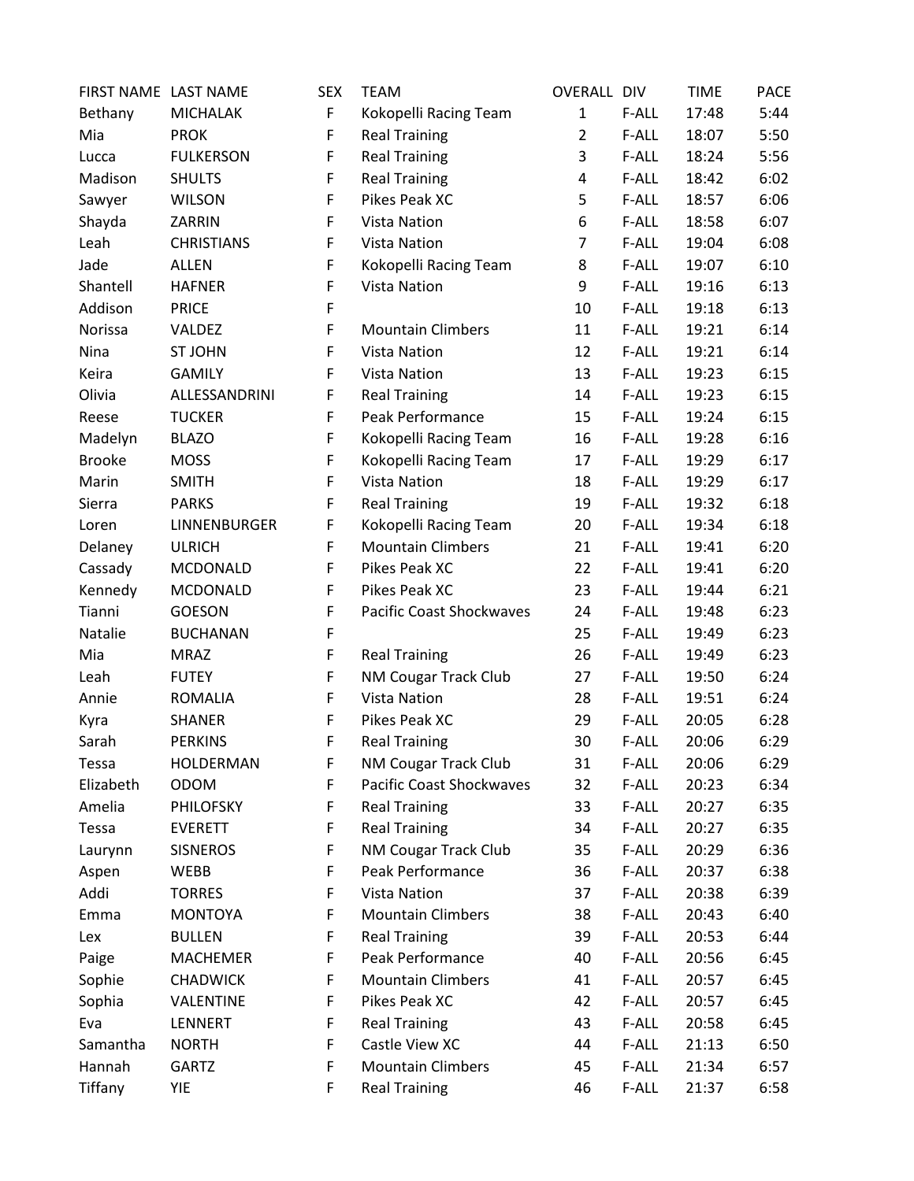| FIRST NAME | LAST NAME | SEX | TEAM | OVERALL | DIV | TIME | PACE |
|---|---|---|---|---|---|---|---|
| Bethany | MICHALAK | F | Kokopelli Racing Team | 1 | F-ALL | 17:48 | 5:44 |
| Mia | PROK | F | Real Training | 2 | F-ALL | 18:07 | 5:50 |
| Lucca | FULKERSON | F | Real Training | 3 | F-ALL | 18:24 | 5:56 |
| Madison | SHULTS | F | Real Training | 4 | F-ALL | 18:42 | 6:02 |
| Sawyer | WILSON | F | Pikes Peak XC | 5 | F-ALL | 18:57 | 6:06 |
| Shayda | ZARRIN | F | Vista Nation | 6 | F-ALL | 18:58 | 6:07 |
| Leah | CHRISTIANS | F | Vista Nation | 7 | F-ALL | 19:04 | 6:08 |
| Jade | ALLEN | F | Kokopelli Racing Team | 8 | F-ALL | 19:07 | 6:10 |
| Shantell | HAFNER | F | Vista Nation | 9 | F-ALL | 19:16 | 6:13 |
| Addison | PRICE | F | | 10 | F-ALL | 19:18 | 6:13 |
| Norissa | VALDEZ | F | Mountain Climbers | 11 | F-ALL | 19:21 | 6:14 |
| Nina | ST JOHN | F | Vista Nation | 12 | F-ALL | 19:21 | 6:14 |
| Keira | GAMILY | F | Vista Nation | 13 | F-ALL | 19:23 | 6:15 |
| Olivia | ALLESSANDRINI | F | Real Training | 14 | F-ALL | 19:23 | 6:15 |
| Reese | TUCKER | F | Peak Performance | 15 | F-ALL | 19:24 | 6:15 |
| Madelyn | BLAZO | F | Kokopelli Racing Team | 16 | F-ALL | 19:28 | 6:16 |
| Brooke | MOSS | F | Kokopelli Racing Team | 17 | F-ALL | 19:29 | 6:17 |
| Marin | SMITH | F | Vista Nation | 18 | F-ALL | 19:29 | 6:17 |
| Sierra | PARKS | F | Real Training | 19 | F-ALL | 19:32 | 6:18 |
| Loren | LINNENBURGER | F | Kokopelli Racing Team | 20 | F-ALL | 19:34 | 6:18 |
| Delaney | ULRICH | F | Mountain Climbers | 21 | F-ALL | 19:41 | 6:20 |
| Cassady | MCDONALD | F | Pikes Peak XC | 22 | F-ALL | 19:41 | 6:20 |
| Kennedy | MCDONALD | F | Pikes Peak XC | 23 | F-ALL | 19:44 | 6:21 |
| Tianni | GOESON | F | Pacific Coast Shockwaves | 24 | F-ALL | 19:48 | 6:23 |
| Natalie | BUCHANAN | F | | 25 | F-ALL | 19:49 | 6:23 |
| Mia | MRAZ | F | Real Training | 26 | F-ALL | 19:49 | 6:23 |
| Leah | FUTEY | F | NM Cougar Track Club | 27 | F-ALL | 19:50 | 6:24 |
| Annie | ROMALIA | F | Vista Nation | 28 | F-ALL | 19:51 | 6:24 |
| Kyra | SHANER | F | Pikes Peak XC | 29 | F-ALL | 20:05 | 6:28 |
| Sarah | PERKINS | F | Real Training | 30 | F-ALL | 20:06 | 6:29 |
| Tessa | HOLDERMAN | F | NM Cougar Track Club | 31 | F-ALL | 20:06 | 6:29 |
| Elizabeth | ODOM | F | Pacific Coast Shockwaves | 32 | F-ALL | 20:23 | 6:34 |
| Amelia | PHILOFSKY | F | Real Training | 33 | F-ALL | 20:27 | 6:35 |
| Tessa | EVERETT | F | Real Training | 34 | F-ALL | 20:27 | 6:35 |
| Laurynn | SISNEROS | F | NM Cougar Track Club | 35 | F-ALL | 20:29 | 6:36 |
| Aspen | WEBB | F | Peak Performance | 36 | F-ALL | 20:37 | 6:38 |
| Addi | TORRES | F | Vista Nation | 37 | F-ALL | 20:38 | 6:39 |
| Emma | MONTOYA | F | Mountain Climbers | 38 | F-ALL | 20:43 | 6:40 |
| Lex | BULLEN | F | Real Training | 39 | F-ALL | 20:53 | 6:44 |
| Paige | MACHEMER | F | Peak Performance | 40 | F-ALL | 20:56 | 6:45 |
| Sophie | CHADWICK | F | Mountain Climbers | 41 | F-ALL | 20:57 | 6:45 |
| Sophia | VALENTINE | F | Pikes Peak XC | 42 | F-ALL | 20:57 | 6:45 |
| Eva | LENNERT | F | Real Training | 43 | F-ALL | 20:58 | 6:45 |
| Samantha | NORTH | F | Castle View XC | 44 | F-ALL | 21:13 | 6:50 |
| Hannah | GARTZ | F | Mountain Climbers | 45 | F-ALL | 21:34 | 6:57 |
| Tiffany | YIE | F | Real Training | 46 | F-ALL | 21:37 | 6:58 |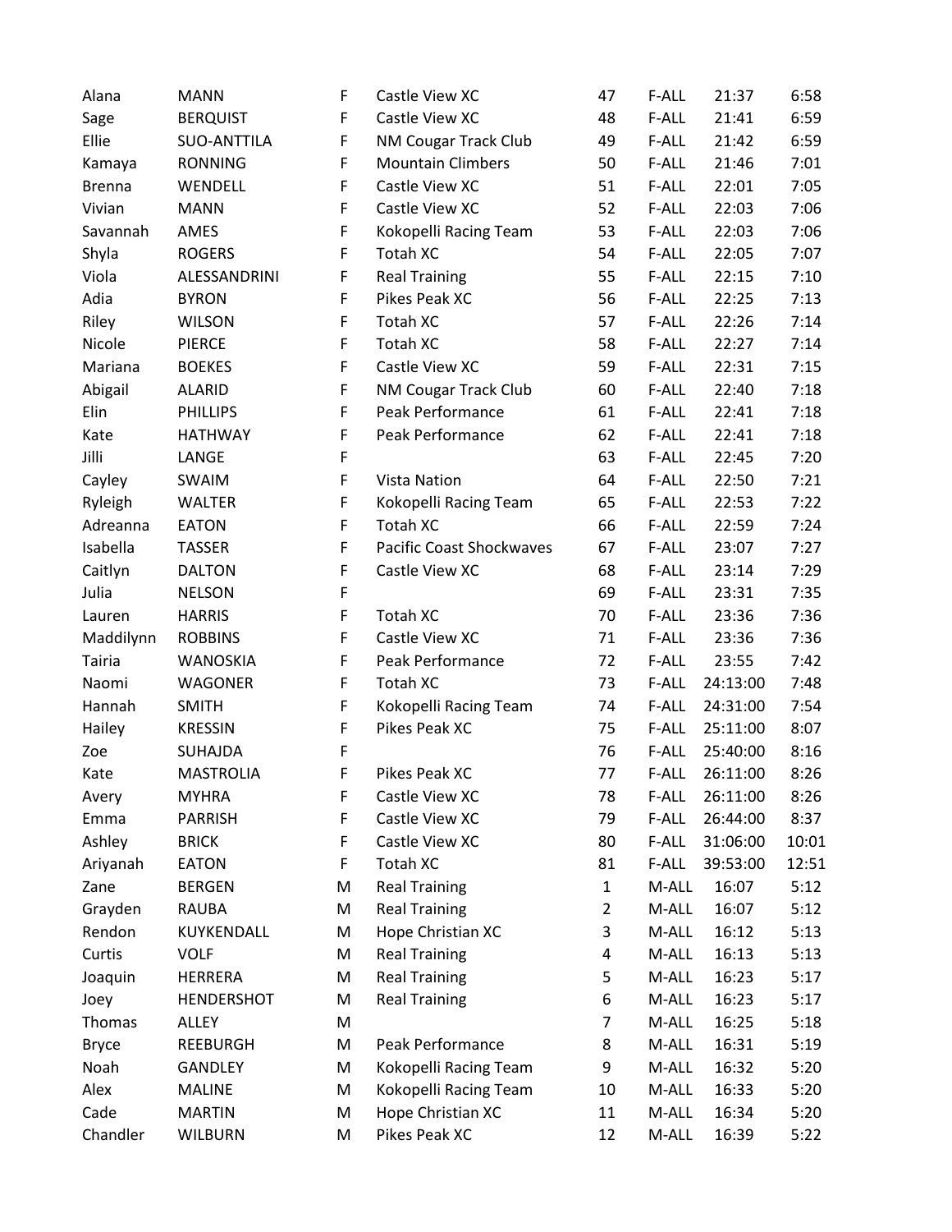| | | | | | | | |
|---|---|---|---|---|---|---|---|
| Alana | MANN | F | Castle View XC | 47 | F-ALL | 21:37 | 6:58 |
| Sage | BERQUIST | F | Castle View XC | 48 | F-ALL | 21:41 | 6:59 |
| Ellie | SUO-ANTTILA | F | NM Cougar Track Club | 49 | F-ALL | 21:42 | 6:59 |
| Kamaya | RONNING | F | Mountain Climbers | 50 | F-ALL | 21:46 | 7:01 |
| Brenna | WENDELL | F | Castle View XC | 51 | F-ALL | 22:01 | 7:05 |
| Vivian | MANN | F | Castle View XC | 52 | F-ALL | 22:03 | 7:06 |
| Savannah | AMES | F | Kokopelli Racing Team | 53 | F-ALL | 22:03 | 7:06 |
| Shyla | ROGERS | F | Totah XC | 54 | F-ALL | 22:05 | 7:07 |
| Viola | ALESSANDRINI | F | Real Training | 55 | F-ALL | 22:15 | 7:10 |
| Adia | BYRON | F | Pikes Peak XC | 56 | F-ALL | 22:25 | 7:13 |
| Riley | WILSON | F | Totah XC | 57 | F-ALL | 22:26 | 7:14 |
| Nicole | PIERCE | F | Totah XC | 58 | F-ALL | 22:27 | 7:14 |
| Mariana | BOEKES | F | Castle View XC | 59 | F-ALL | 22:31 | 7:15 |
| Abigail | ALARID | F | NM Cougar Track Club | 60 | F-ALL | 22:40 | 7:18 |
| Elin | PHILLIPS | F | Peak Performance | 61 | F-ALL | 22:41 | 7:18 |
| Kate | HATHWAY | F | Peak Performance | 62 | F-ALL | 22:41 | 7:18 |
| Jilli | LANGE | F | | 63 | F-ALL | 22:45 | 7:20 |
| Cayley | SWAIM | F | Vista Nation | 64 | F-ALL | 22:50 | 7:21 |
| Ryleigh | WALTER | F | Kokopelli Racing Team | 65 | F-ALL | 22:53 | 7:22 |
| Adreanna | EATON | F | Totah XC | 66 | F-ALL | 22:59 | 7:24 |
| Isabella | TASSER | F | Pacific Coast Shockwaves | 67 | F-ALL | 23:07 | 7:27 |
| Caitlyn | DALTON | F | Castle View XC | 68 | F-ALL | 23:14 | 7:29 |
| Julia | NELSON | F | | 69 | F-ALL | 23:31 | 7:35 |
| Lauren | HARRIS | F | Totah XC | 70 | F-ALL | 23:36 | 7:36 |
| Maddilynn | ROBBINS | F | Castle View XC | 71 | F-ALL | 23:36 | 7:36 |
| Tairia | WANOSKIA | F | Peak Performance | 72 | F-ALL | 23:55 | 7:42 |
| Naomi | WAGONER | F | Totah XC | 73 | F-ALL | 24:13:00 | 7:48 |
| Hannah | SMITH | F | Kokopelli Racing Team | 74 | F-ALL | 24:31:00 | 7:54 |
| Hailey | KRESSIN | F | Pikes Peak XC | 75 | F-ALL | 25:11:00 | 8:07 |
| Zoe | SUHAJDA | F | | 76 | F-ALL | 25:40:00 | 8:16 |
| Kate | MASTROLIA | F | Pikes Peak XC | 77 | F-ALL | 26:11:00 | 8:26 |
| Avery | MYHRA | F | Castle View XC | 78 | F-ALL | 26:11:00 | 8:26 |
| Emma | PARRISH | F | Castle View XC | 79 | F-ALL | 26:44:00 | 8:37 |
| Ashley | BRICK | F | Castle View XC | 80 | F-ALL | 31:06:00 | 10:01 |
| Ariyanah | EATON | F | Totah XC | 81 | F-ALL | 39:53:00 | 12:51 |
| Zane | BERGEN | M | Real Training | 1 | M-ALL | 16:07 | 5:12 |
| Grayden | RAUBA | M | Real Training | 2 | M-ALL | 16:07 | 5:12 |
| Rendon | KUYKENDALL | M | Hope Christian XC | 3 | M-ALL | 16:12 | 5:13 |
| Curtis | VOLF | M | Real Training | 4 | M-ALL | 16:13 | 5:13 |
| Joaquin | HERRERA | M | Real Training | 5 | M-ALL | 16:23 | 5:17 |
| Joey | HENDERSHOT | M | Real Training | 6 | M-ALL | 16:23 | 5:17 |
| Thomas | ALLEY | M | | 7 | M-ALL | 16:25 | 5:18 |
| Bryce | REEBURGH | M | Peak Performance | 8 | M-ALL | 16:31 | 5:19 |
| Noah | GANDLEY | M | Kokopelli Racing Team | 9 | M-ALL | 16:32 | 5:20 |
| Alex | MALINE | M | Kokopelli Racing Team | 10 | M-ALL | 16:33 | 5:20 |
| Cade | MARTIN | M | Hope Christian XC | 11 | M-ALL | 16:34 | 5:20 |
| Chandler | WILBURN | M | Pikes Peak XC | 12 | M-ALL | 16:39 | 5:22 |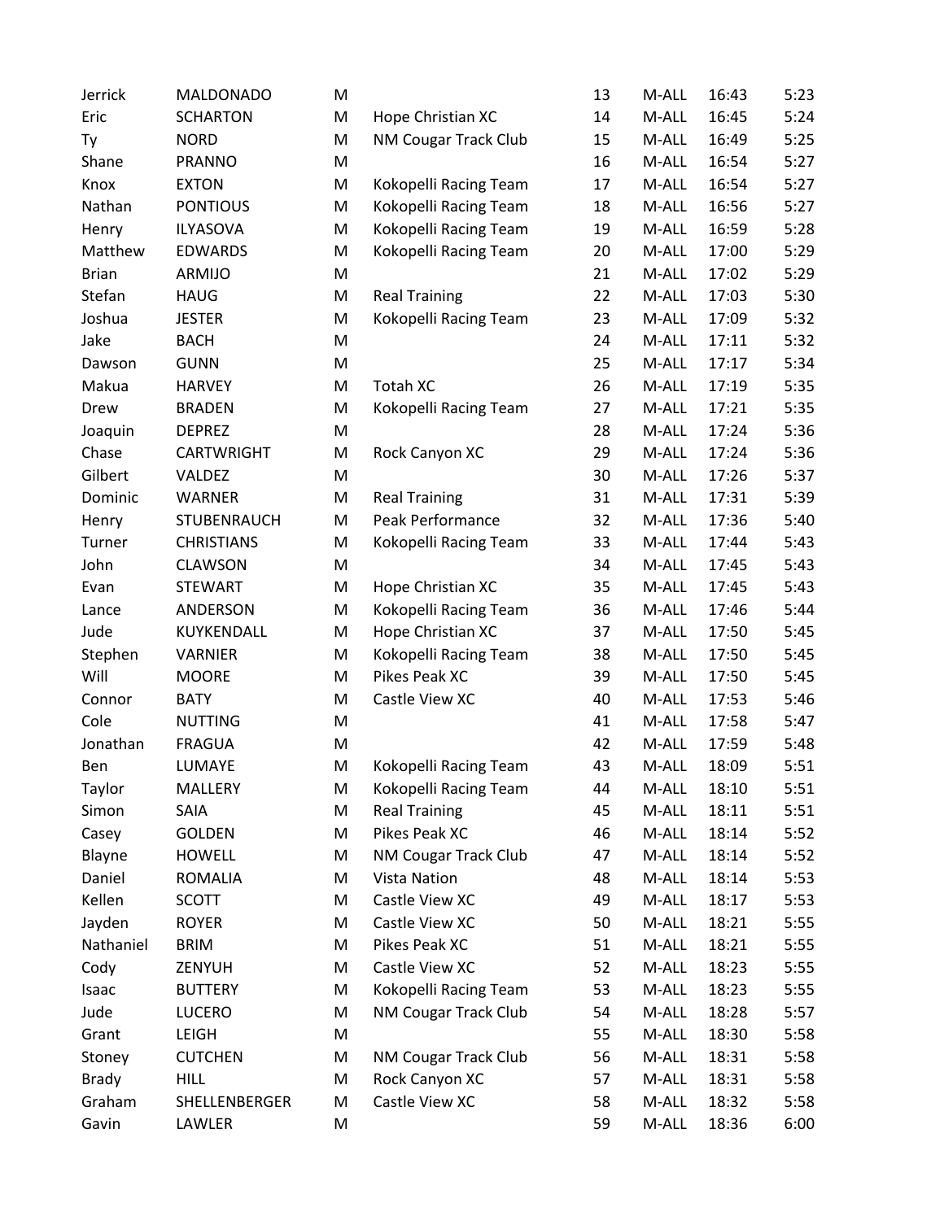| | | | | | | | |
|---|---|---|---|---|---|---|---|
| Jerrick | MALDONADO | M | | 13 | M-ALL | 16:43 | 5:23 |
| Eric | SCHARTON | M | Hope Christian XC | 14 | M-ALL | 16:45 | 5:24 |
| Ty | NORD | M | NM Cougar Track Club | 15 | M-ALL | 16:49 | 5:25 |
| Shane | PRANNO | M | | 16 | M-ALL | 16:54 | 5:27 |
| Knox | EXTON | M | Kokopelli Racing Team | 17 | M-ALL | 16:54 | 5:27 |
| Nathan | PONTIOUS | M | Kokopelli Racing Team | 18 | M-ALL | 16:56 | 5:27 |
| Henry | ILYASOVA | M | Kokopelli Racing Team | 19 | M-ALL | 16:59 | 5:28 |
| Matthew | EDWARDS | M | Kokopelli Racing Team | 20 | M-ALL | 17:00 | 5:29 |
| Brian | ARMIJO | M | | 21 | M-ALL | 17:02 | 5:29 |
| Stefan | HAUG | M | Real Training | 22 | M-ALL | 17:03 | 5:30 |
| Joshua | JESTER | M | Kokopelli Racing Team | 23 | M-ALL | 17:09 | 5:32 |
| Jake | BACH | M | | 24 | M-ALL | 17:11 | 5:32 |
| Dawson | GUNN | M | | 25 | M-ALL | 17:17 | 5:34 |
| Makua | HARVEY | M | Totah XC | 26 | M-ALL | 17:19 | 5:35 |
| Drew | BRADEN | M | Kokopelli Racing Team | 27 | M-ALL | 17:21 | 5:35 |
| Joaquin | DEPREZ | M | | 28 | M-ALL | 17:24 | 5:36 |
| Chase | CARTWRIGHT | M | Rock Canyon XC | 29 | M-ALL | 17:24 | 5:36 |
| Gilbert | VALDEZ | M | | 30 | M-ALL | 17:26 | 5:37 |
| Dominic | WARNER | M | Real Training | 31 | M-ALL | 17:31 | 5:39 |
| Henry | STUBENRAUCH | M | Peak Performance | 32 | M-ALL | 17:36 | 5:40 |
| Turner | CHRISTIANS | M | Kokopelli Racing Team | 33 | M-ALL | 17:44 | 5:43 |
| John | CLAWSON | M | | 34 | M-ALL | 17:45 | 5:43 |
| Evan | STEWART | M | Hope Christian XC | 35 | M-ALL | 17:45 | 5:43 |
| Lance | ANDERSON | M | Kokopelli Racing Team | 36 | M-ALL | 17:46 | 5:44 |
| Jude | KUYKENDALL | M | Hope Christian XC | 37 | M-ALL | 17:50 | 5:45 |
| Stephen | VARNIER | M | Kokopelli Racing Team | 38 | M-ALL | 17:50 | 5:45 |
| Will | MOORE | M | Pikes Peak XC | 39 | M-ALL | 17:50 | 5:45 |
| Connor | BATY | M | Castle View XC | 40 | M-ALL | 17:53 | 5:46 |
| Cole | NUTTING | M | | 41 | M-ALL | 17:58 | 5:47 |
| Jonathan | FRAGUA | M | | 42 | M-ALL | 17:59 | 5:48 |
| Ben | LUMAYE | M | Kokopelli Racing Team | 43 | M-ALL | 18:09 | 5:51 |
| Taylor | MALLERY | M | Kokopelli Racing Team | 44 | M-ALL | 18:10 | 5:51 |
| Simon | SAIA | M | Real Training | 45 | M-ALL | 18:11 | 5:51 |
| Casey | GOLDEN | M | Pikes Peak XC | 46 | M-ALL | 18:14 | 5:52 |
| Blayne | HOWELL | M | NM Cougar Track Club | 47 | M-ALL | 18:14 | 5:52 |
| Daniel | ROMALIA | M | Vista Nation | 48 | M-ALL | 18:14 | 5:53 |
| Kellen | SCOTT | M | Castle View XC | 49 | M-ALL | 18:17 | 5:53 |
| Jayden | ROYER | M | Castle View XC | 50 | M-ALL | 18:21 | 5:55 |
| Nathaniel | BRIM | M | Pikes Peak XC | 51 | M-ALL | 18:21 | 5:55 |
| Cody | ZENYUH | M | Castle View XC | 52 | M-ALL | 18:23 | 5:55 |
| Isaac | BUTTERY | M | Kokopelli Racing Team | 53 | M-ALL | 18:23 | 5:55 |
| Jude | LUCERO | M | NM Cougar Track Club | 54 | M-ALL | 18:28 | 5:57 |
| Grant | LEIGH | M | | 55 | M-ALL | 18:30 | 5:58 |
| Stoney | CUTCHEN | M | NM Cougar Track Club | 56 | M-ALL | 18:31 | 5:58 |
| Brady | HILL | M | Rock Canyon XC | 57 | M-ALL | 18:31 | 5:58 |
| Graham | SHELLENBERGER | M | Castle View XC | 58 | M-ALL | 18:32 | 5:58 |
| Gavin | LAWLER | M | | 59 | M-ALL | 18:36 | 6:00 |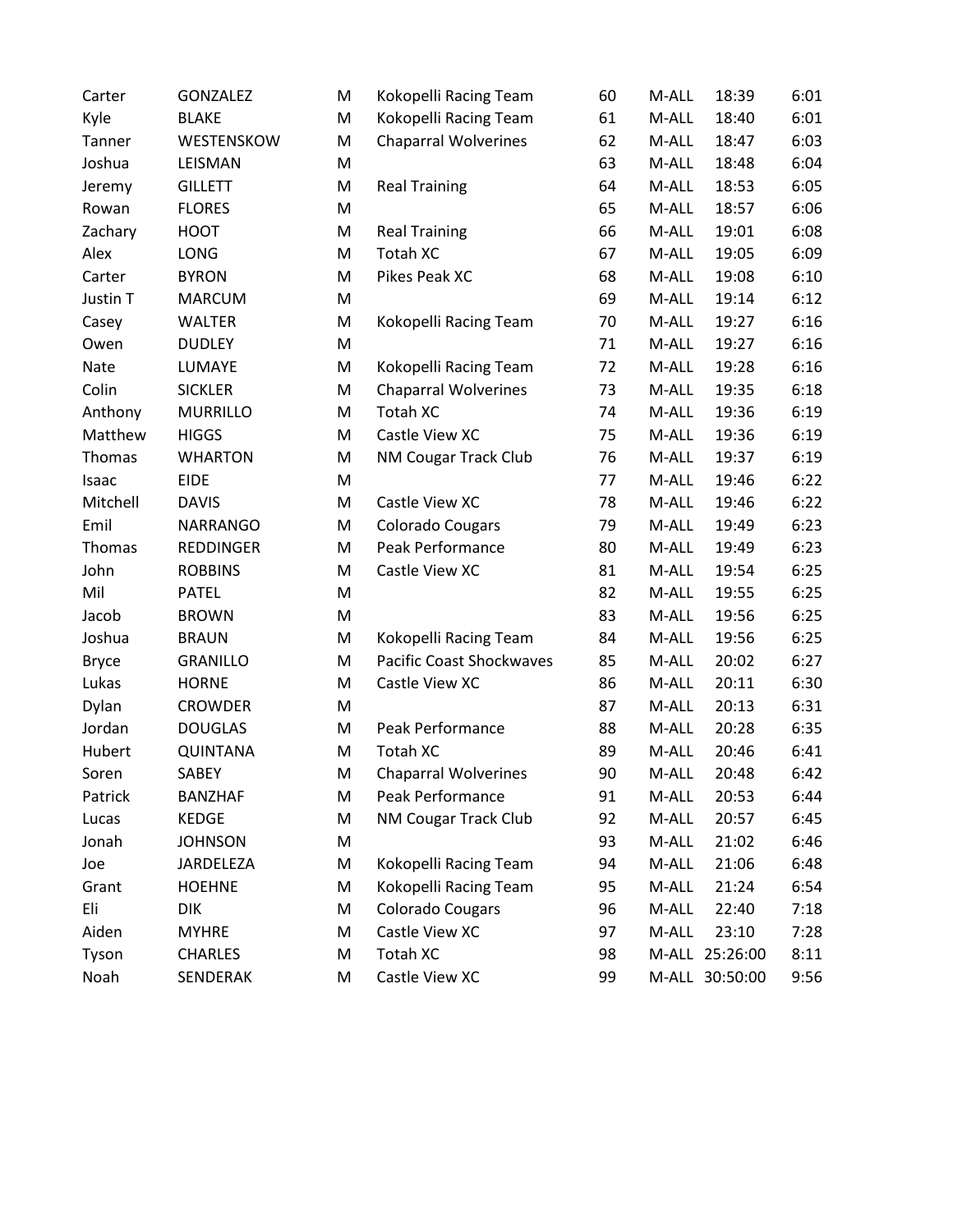| | | | | | | | |
|---|---|---|---|---|---|---|---|
| Carter | GONZALEZ | M | Kokopelli Racing Team | 60 | M-ALL | 18:39 | 6:01 |
| Kyle | BLAKE | M | Kokopelli Racing Team | 61 | M-ALL | 18:40 | 6:01 |
| Tanner | WESTENSKOW | M | Chaparral Wolverines | 62 | M-ALL | 18:47 | 6:03 |
| Joshua | LEISMAN | M | | 63 | M-ALL | 18:48 | 6:04 |
| Jeremy | GILLETT | M | Real Training | 64 | M-ALL | 18:53 | 6:05 |
| Rowan | FLORES | M | | 65 | M-ALL | 18:57 | 6:06 |
| Zachary | HOOT | M | Real Training | 66 | M-ALL | 19:01 | 6:08 |
| Alex | LONG | M | Totah XC | 67 | M-ALL | 19:05 | 6:09 |
| Carter | BYRON | M | Pikes Peak XC | 68 | M-ALL | 19:08 | 6:10 |
| Justin T | MARCUM | M | | 69 | M-ALL | 19:14 | 6:12 |
| Casey | WALTER | M | Kokopelli Racing Team | 70 | M-ALL | 19:27 | 6:16 |
| Owen | DUDLEY | M | | 71 | M-ALL | 19:27 | 6:16 |
| Nate | LUMAYE | M | Kokopelli Racing Team | 72 | M-ALL | 19:28 | 6:16 |
| Colin | SICKLER | M | Chaparral Wolverines | 73 | M-ALL | 19:35 | 6:18 |
| Anthony | MURRILLO | M | Totah XC | 74 | M-ALL | 19:36 | 6:19 |
| Matthew | HIGGS | M | Castle View XC | 75 | M-ALL | 19:36 | 6:19 |
| Thomas | WHARTON | M | NM Cougar Track Club | 76 | M-ALL | 19:37 | 6:19 |
| Isaac | EIDE | M | | 77 | M-ALL | 19:46 | 6:22 |
| Mitchell | DAVIS | M | Castle View XC | 78 | M-ALL | 19:46 | 6:22 |
| Emil | NARRANGO | M | Colorado Cougars | 79 | M-ALL | 19:49 | 6:23 |
| Thomas | REDDINGER | M | Peak Performance | 80 | M-ALL | 19:49 | 6:23 |
| John | ROBBINS | M | Castle View XC | 81 | M-ALL | 19:54 | 6:25 |
| Mil | PATEL | M | | 82 | M-ALL | 19:55 | 6:25 |
| Jacob | BROWN | M | | 83 | M-ALL | 19:56 | 6:25 |
| Joshua | BRAUN | M | Kokopelli Racing Team | 84 | M-ALL | 19:56 | 6:25 |
| Bryce | GRANILLO | M | Pacific Coast Shockwaves | 85 | M-ALL | 20:02 | 6:27 |
| Lukas | HORNE | M | Castle View XC | 86 | M-ALL | 20:11 | 6:30 |
| Dylan | CROWDER | M | | 87 | M-ALL | 20:13 | 6:31 |
| Jordan | DOUGLAS | M | Peak Performance | 88 | M-ALL | 20:28 | 6:35 |
| Hubert | QUINTANA | M | Totah XC | 89 | M-ALL | 20:46 | 6:41 |
| Soren | SABEY | M | Chaparral Wolverines | 90 | M-ALL | 20:48 | 6:42 |
| Patrick | BANZHAF | M | Peak Performance | 91 | M-ALL | 20:53 | 6:44 |
| Lucas | KEDGE | M | NM Cougar Track Club | 92 | M-ALL | 20:57 | 6:45 |
| Jonah | JOHNSON | M | | 93 | M-ALL | 21:02 | 6:46 |
| Joe | JARDELEZA | M | Kokopelli Racing Team | 94 | M-ALL | 21:06 | 6:48 |
| Grant | HOEHNE | M | Kokopelli Racing Team | 95 | M-ALL | 21:24 | 6:54 |
| Eli | DIK | M | Colorado Cougars | 96 | M-ALL | 22:40 | 7:18 |
| Aiden | MYHRE | M | Castle View XC | 97 | M-ALL | 23:10 | 7:28 |
| Tyson | CHARLES | M | Totah XC | 98 | M-ALL | 25:26:00 | 8:11 |
| Noah | SENDERAK | M | Castle View XC | 99 | M-ALL | 30:50:00 | 9:56 |